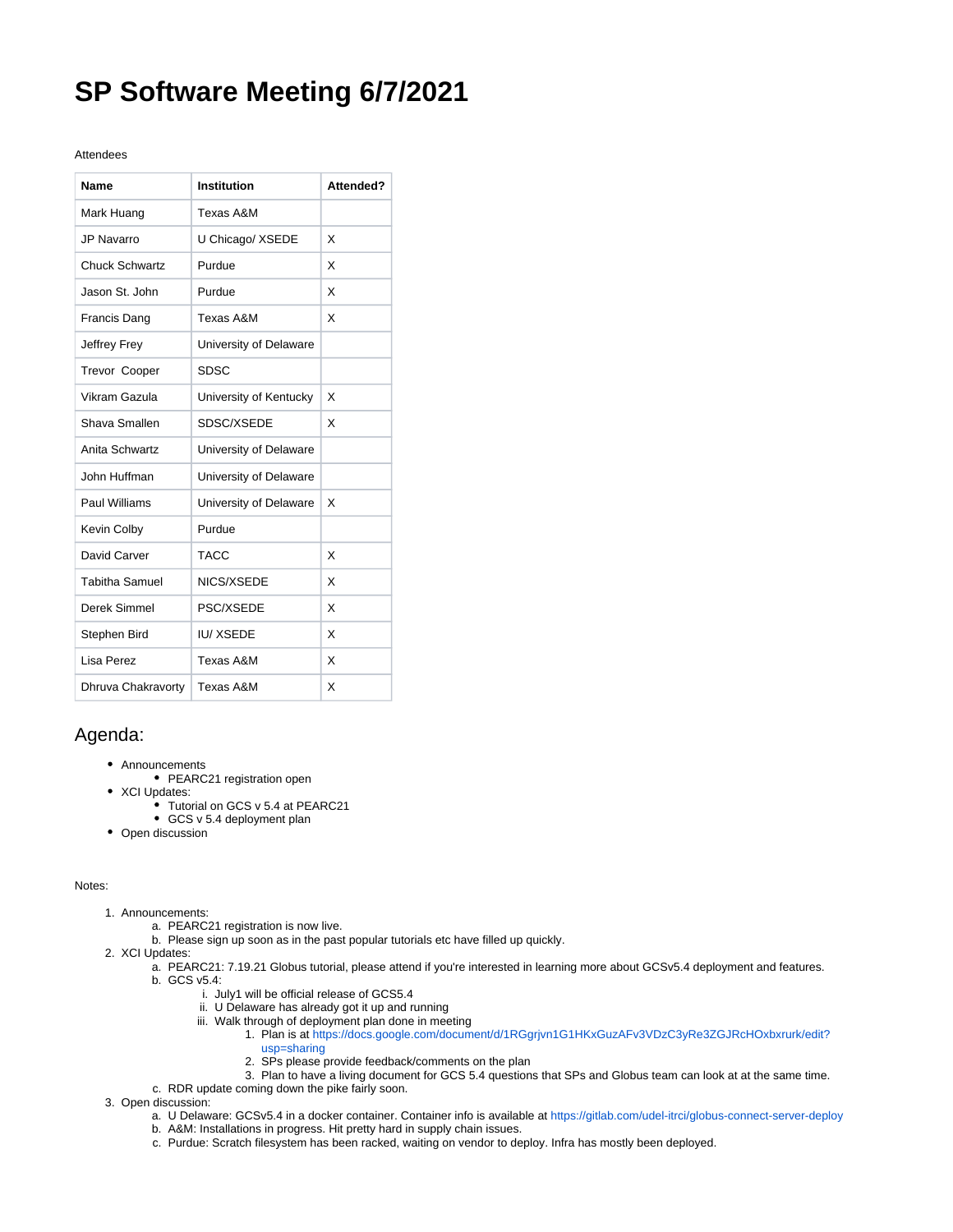# SP Software Meeting 6/7/2021

Attendees

| Name | Institution | Attended? |
|---|---|---|
| Mark Huang | Texas A&M | |
| JP Navarro | U Chicago/ XSEDE | X |
| Chuck Schwartz | Purdue | X |
| Jason St. John | Purdue | X |
| Francis Dang | Texas A&M | X |
| Jeffrey Frey | University of Delaware | |
| Trevor Cooper | SDSC | |
| Vikram Gazula | University of Kentucky | X |
| Shava Smallen | SDSC/XSEDE | X |
| Anita Schwartz | University of Delaware | |
| John Huffman | University of Delaware | |
| Paul Williams | University of Delaware | X |
| Kevin Colby | Purdue | |
| David Carver | TACC | X |
| Tabitha Samuel | NICS/XSEDE | X |
| Derek Simmel | PSC/XSEDE | X |
| Stephen Bird | IU/ XSEDE | X |
| Lisa Perez | Texas A&M | X |
| Dhruva Chakravorty | Texas A&M | X |

## Agenda:

- Announcements
  - PEARC21 registration open
- XCI Updates:
  - Tutorial on GCS v 5.4 at PEARC21
  - GCS v 5.4 deployment plan
- Open discussion

Notes:

1. Announcements:
   a. PEARC21 registration is now live.
   b. Please sign up soon as in the past popular tutorials etc have filled up quickly.
2. XCI Updates:
   a. PEARC21: 7.19.21 Globus tutorial, please attend if you're interested in learning more about GCSv5.4 deployment and features.
   b. GCS v5.4:
      i. July1 will be official release of GCS5.4
      ii. U Delaware has already got it up and running
      iii. Walk through of deployment plan done in meeting
         1. Plan is at https://docs.google.com/document/d/1RGgrjvn1G1HKxGuzAFv3VDzC3yRe3ZGJRcHOxbxrurk/edit?usp=sharing
         2. SPs please provide feedback/comments on the plan
         3. Plan to have a living document for GCS 5.4 questions that SPs and Globus team can look at at the same time.
   c. RDR update coming down the pike fairly soon.
3. Open discussion:
   a. U Delaware: GCSv5.4 in a docker container. Container info is available at https://gitlab.com/udel-itrci/globus-connect-server-deploy
   b. A&M: Installations in progress. Hit pretty hard in supply chain issues.
   c. Purdue: Scratch filesystem has been racked, waiting on vendor to deploy. Infra has mostly been deployed.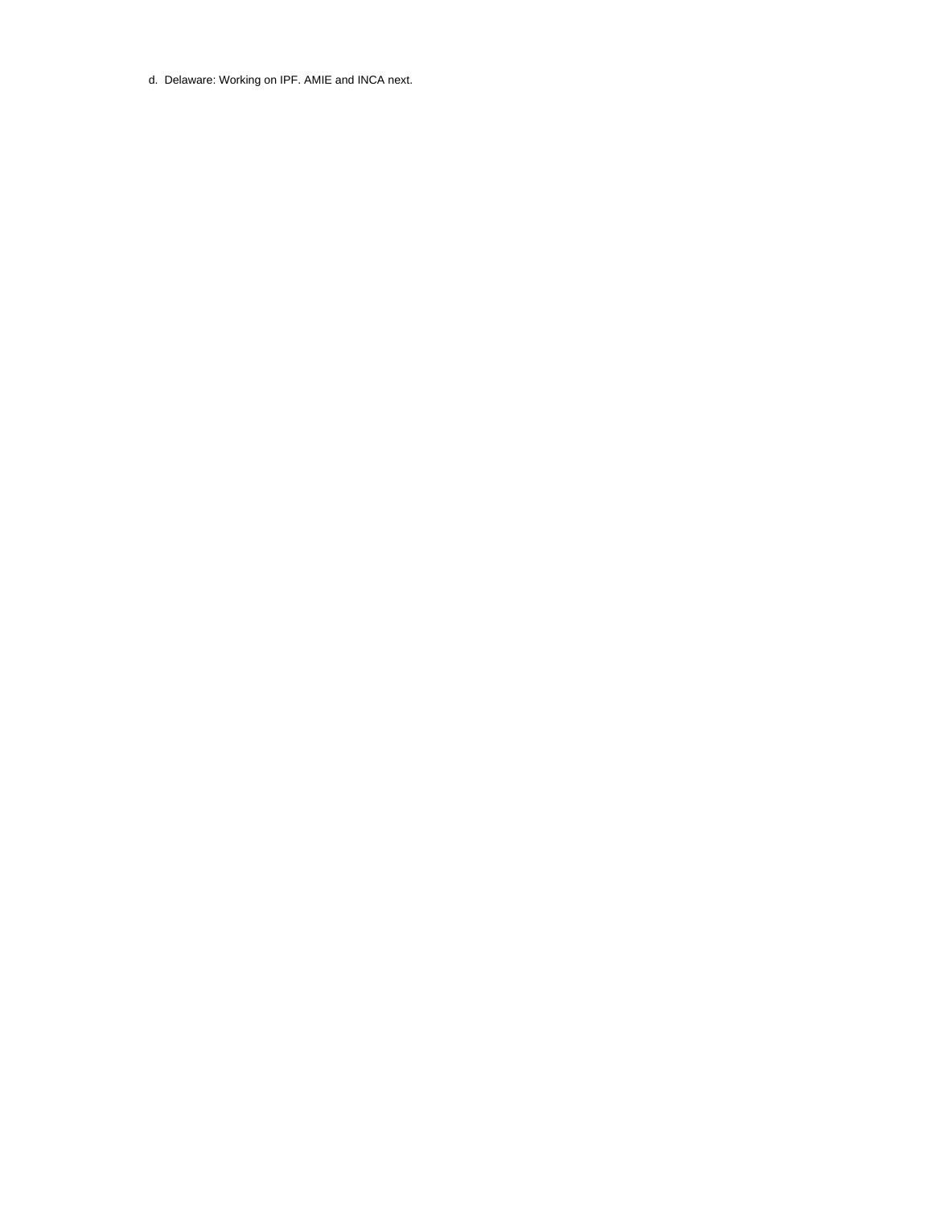d. Delaware: Working on IPF. AMIE and INCA next.